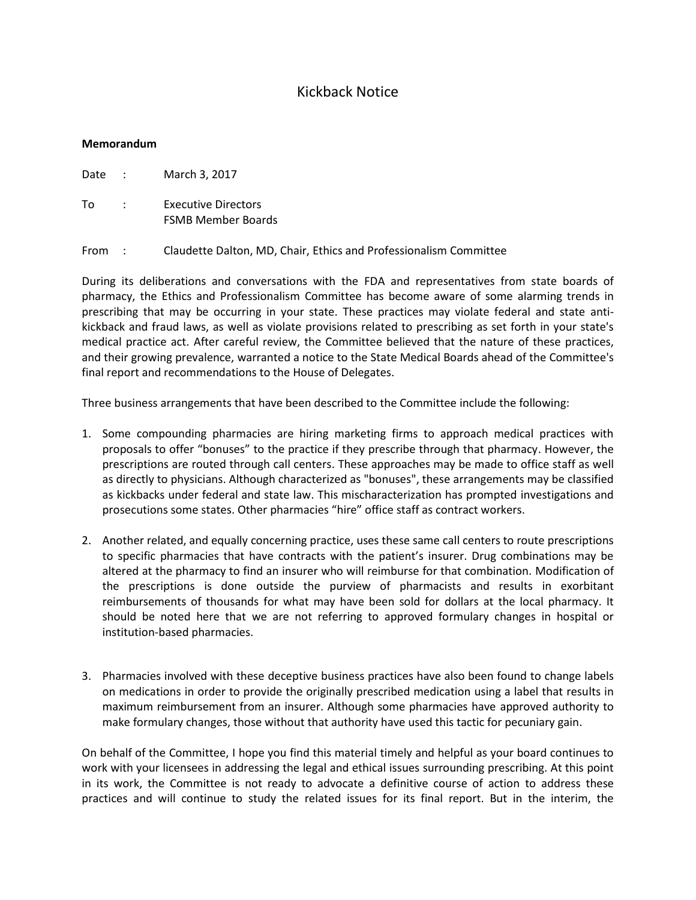# Kickback Notice

**Memorandum**

Date : March 3, 2017

To : Executive Directors
FSMB Member Boards

From : Claudette Dalton, MD, Chair, Ethics and Professionalism Committee

During its deliberations and conversations with the FDA and representatives from state boards of pharmacy, the Ethics and Professionalism Committee has become aware of some alarming trends in prescribing that may be occurring in your state. These practices may violate federal and state anti-kickback and fraud laws, as well as violate provisions related to prescribing as set forth in your state's medical practice act. After careful review, the Committee believed that the nature of these practices, and their growing prevalence, warranted a notice to the State Medical Boards ahead of the Committee's final report and recommendations to the House of Delegates.

Three business arrangements that have been described to the Committee include the following:

1. Some compounding pharmacies are hiring marketing firms to approach medical practices with proposals to offer "bonuses" to the practice if they prescribe through that pharmacy. However, the prescriptions are routed through call centers. These approaches may be made to office staff as well as directly to physicians. Although characterized as "bonuses", these arrangements may be classified as kickbacks under federal and state law. This mischaracterization has prompted investigations and prosecutions some states. Other pharmacies "hire" office staff as contract workers.

2. Another related, and equally concerning practice, uses these same call centers to route prescriptions to specific pharmacies that have contracts with the patient's insurer. Drug combinations may be altered at the pharmacy to find an insurer who will reimburse for that combination. Modification of the prescriptions is done outside the purview of pharmacists and results in exorbitant reimbursements of thousands for what may have been sold for dollars at the local pharmacy. It should be noted here that we are not referring to approved formulary changes in hospital or institution-based pharmacies.

3. Pharmacies involved with these deceptive business practices have also been found to change labels on medications in order to provide the originally prescribed medication using a label that results in maximum reimbursement from an insurer. Although some pharmacies have approved authority to make formulary changes, those without that authority have used this tactic for pecuniary gain.

On behalf of the Committee, I hope you find this material timely and helpful as your board continues to work with your licensees in addressing the legal and ethical issues surrounding prescribing. At this point in its work, the Committee is not ready to advocate a definitive course of action to address these practices and will continue to study the related issues for its final report. But in the interim, the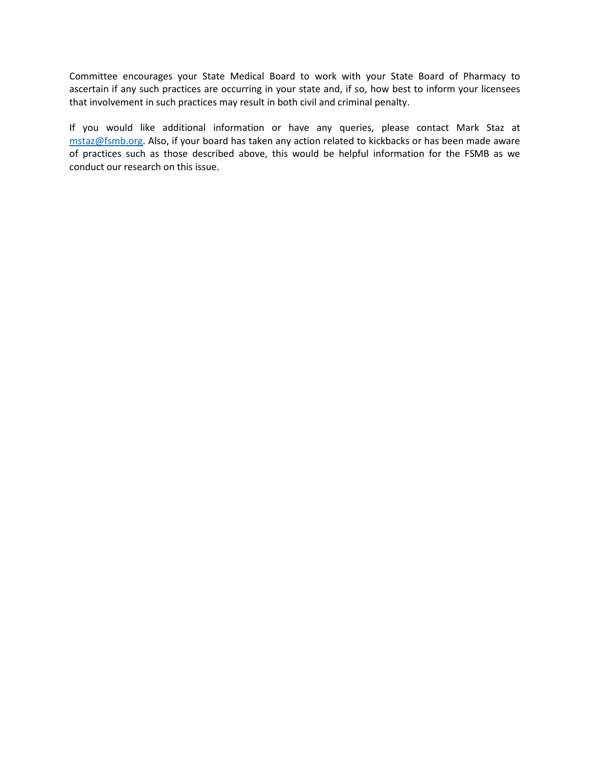Committee encourages your State Medical Board to work with your State Board of Pharmacy to ascertain if any such practices are occurring in your state and, if so, how best to inform your licensees that involvement in such practices may result in both civil and criminal penalty.

If you would like additional information or have any queries, please contact Mark Staz at [mstaz@fsmb.org](mailto:mstaz@fsmb.org). Also, if your board has taken any action related to kickbacks or has been made aware of practices such as those described above, this would be helpful information for the FSMB as we conduct our research on this issue.